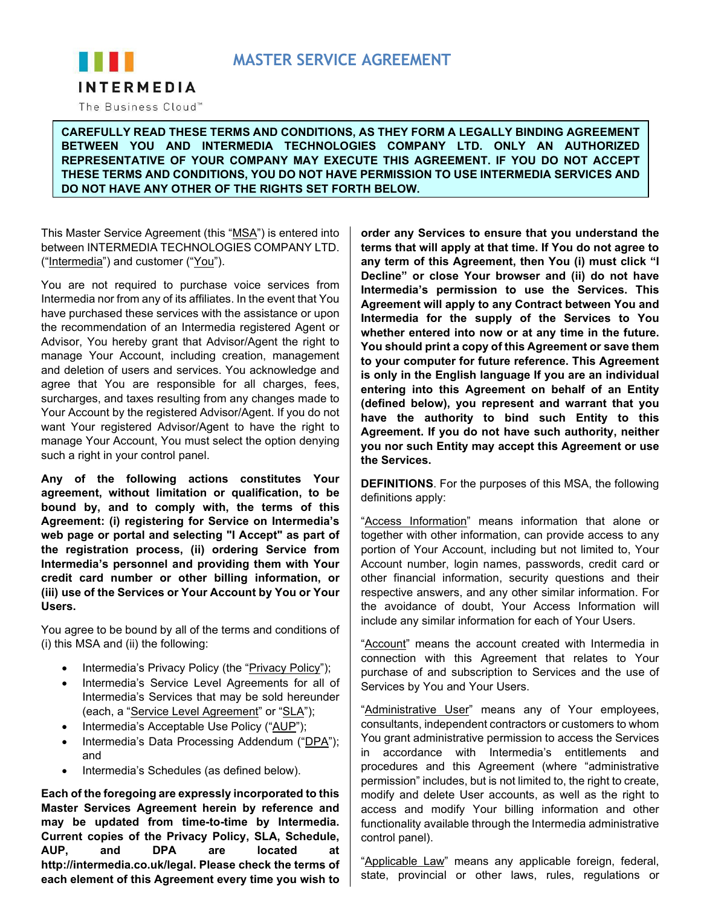INTERMEDIA

The Business Cloud™

# MASTER SERVICE AGREEMENT

**CAREFULLY READ THESE TERMS AND CONDITIONS, AS THEY FORM A LEGALLY BINDING AGREEMENT BETWEEN YOU AND INTERMEDIA TECHNOLOGIES COMPANY LTD. ONLY AN AUTHORIZED REPRESENTATIVE OF YOUR COMPANY MAY EXECUTE THIS AGREEMENT. IF YOU DO NOT ACCEPT THESE TERMS AND CONDITIONS, YOU DO NOT HAVE PERMISSION TO USE INTERMEDIA SERVICES AND DO NOT HAVE ANY OTHER OF THE RIGHTS SET FORTH BELOW.**

This Master Service Agreement (this "MSA") is entered into between INTERMEDIA TECHNOLOGIES COMPANY LTD. ("Intermedia") and customer ("You").

You are not required to purchase voice services from Intermedia nor from any of its affiliates. In the event that You have purchased these services with the assistance or upon the recommendation of an Intermedia registered Agent or Advisor, You hereby grant that Advisor/Agent the right to manage Your Account, including creation, management and deletion of users and services. You acknowledge and agree that You are responsible for all charges, fees, surcharges, and taxes resulting from any changes made to Your Account by the registered Advisor/Agent. If you do not want Your registered Advisor/Agent to have the right to manage Your Account, You must select the option denying such a right in your control panel.

**Any of the following actions constitutes Your agreement, without limitation or qualification, to be bound by, and to comply with, the terms of this Agreement: (i) registering for Service on Intermedia's web page or portal and selecting "I Accept" as part of the registration process, (ii) ordering Service from Intermedia's personnel and providing them with Your credit card number or other billing information, or (iii) use of the Services or Your Account by You or Your Users.**

You agree to be bound by all of the terms and conditions of (i) this MSA and (ii) the following:

- Intermedia's Privacy Policy (the "Privacy Policy");
- Intermedia's Service Level Agreements for all of Intermedia's Services that may be sold hereunder (each, a "Service Level Agreement" or "SLA");
- Intermedia's Acceptable Use Policy ("AUP");
- Intermedia's Data Processing Addendum ("DPA"); and
- Intermedia's Schedules (as defined below).

**Each of the foregoing are expressly incorporated to this Master Services Agreement herein by reference and may be updated from time-to-time by Intermedia. Current copies of the Privacy Policy, SLA, Schedule, AUP, and DPA are located at http://intermedia.co.uk/legal. Please check the terms of each element of this Agreement every time you wish to order any Services to ensure that you understand the terms that will apply at that time. If You do not agree to any term of this Agreement, then You (i) must click "I Decline" or close Your browser and (ii) do not have Intermedia's permission to use the Services. This Agreement will apply to any Contract between You and Intermedia for the supply of the Services to You whether entered into now or at any time in the future. You should print a copy of this Agreement or save them to your computer for future reference. This Agreement is only in the English language If you are an individual entering into this Agreement on behalf of an Entity (defined below), you represent and warrant that you have the authority to bind such Entity to this Agreement. If you do not have such authority, neither you nor such Entity may accept this Agreement or use the Services.**

**DEFINITIONS**. For the purposes of this MSA, the following definitions apply:

"Access Information" means information that alone or together with other information, can provide access to any portion of Your Account, including but not limited to, Your Account number, login names, passwords, credit card or other financial information, security questions and their respective answers, and any other similar information. For the avoidance of doubt, Your Access Information will include any similar information for each of Your Users.

"Account" means the account created with Intermedia in connection with this Agreement that relates to Your purchase of and subscription to Services and the use of Services by You and Your Users.

"Administrative User" means any of Your employees, consultants, independent contractors or customers to whom You grant administrative permission to access the Services in accordance with Intermedia's entitlements and procedures and this Agreement (where "administrative permission" includes, but is not limited to, the right to create, modify and delete User accounts, as well as the right to access and modify Your billing information and other functionality available through the Intermedia administrative control panel).

"Applicable Law" means any applicable foreign, federal, state, provincial or other laws, rules, regulations or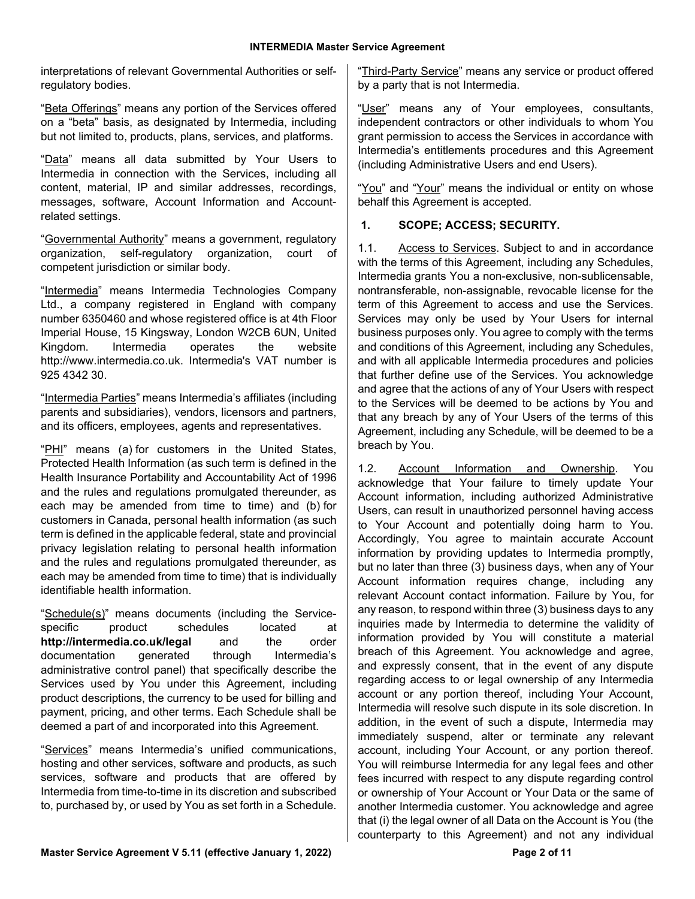interpretations of relevant Governmental Authorities or self-regulatory bodies.

"Beta Offerings" means any portion of the Services offered on a "beta" basis, as designated by Intermedia, including but not limited to, products, plans, services, and platforms.

"Data" means all data submitted by Your Users to Intermedia in connection with the Services, including all content, material, IP and similar addresses, recordings, messages, software, Account Information and Account-related settings.

"Governmental Authority" means a government, regulatory organization, self-regulatory organization, court of competent jurisdiction or similar body.

"Intermedia" means Intermedia Technologies Company Ltd., a company registered in England with company number 6350460 and whose registered office is at 4th Floor Imperial House, 15 Kingsway, London W2CB 6UN, United Kingdom. Intermedia operates the website http://www.intermedia.co.uk. Intermedia's VAT number is 925 4342 30.

"Intermedia Parties" means Intermedia's affiliates (including parents and subsidiaries), vendors, licensors and partners, and its officers, employees, agents and representatives.

"PHI" means (a) for customers in the United States, Protected Health Information (as such term is defined in the Health Insurance Portability and Accountability Act of 1996 and the rules and regulations promulgated thereunder, as each may be amended from time to time) and (b) for customers in Canada, personal health information (as such term is defined in the applicable federal, state and provincial privacy legislation relating to personal health information and the rules and regulations promulgated thereunder, as each may be amended from time to time) that is individually identifiable health information.

"Schedule(s)" means documents (including the Service-specific product schedules located at **http://intermedia.co.uk/legal** and the order documentation generated through Intermedia's administrative control panel) that specifically describe the Services used by You under this Agreement, including product descriptions, the currency to be used for billing and payment, pricing, and other terms. Each Schedule shall be deemed a part of and incorporated into this Agreement.

"Services" means Intermedia's unified communications, hosting and other services, software and products, as such services, software and products that are offered by Intermedia from time-to-time in its discretion and subscribed to, purchased by, or used by You as set forth in a Schedule.

"Third-Party Service" means any service or product offered by a party that is not Intermedia.

"User" means any of Your employees, consultants, independent contractors or other individuals to whom You grant permission to access the Services in accordance with Intermedia's entitlements procedures and this Agreement (including Administrative Users and end Users).

"You" and "Your" means the individual or entity on whose behalf this Agreement is accepted.

## 1. SCOPE; ACCESS; SECURITY.

1.1. Access to Services. Subject to and in accordance with the terms of this Agreement, including any Schedules, Intermedia grants You a non-exclusive, non-sublicensable, nontransferable, non-assignable, revocable license for the term of this Agreement to access and use the Services. Services may only be used by Your Users for internal business purposes only. You agree to comply with the terms and conditions of this Agreement, including any Schedules, and with all applicable Intermedia procedures and policies that further define use of the Services. You acknowledge and agree that the actions of any of Your Users with respect to the Services will be deemed to be actions by You and that any breach by any of Your Users of the terms of this Agreement, including any Schedule, will be deemed to be a breach by You.

1.2. Account Information and Ownership. You acknowledge that Your failure to timely update Your Account information, including authorized Administrative Users, can result in unauthorized personnel having access to Your Account and potentially doing harm to You. Accordingly, You agree to maintain accurate Account information by providing updates to Intermedia promptly, but no later than three (3) business days, when any of Your Account information requires change, including any relevant Account contact information. Failure by You, for any reason, to respond within three (3) business days to any inquiries made by Intermedia to determine the validity of information provided by You will constitute a material breach of this Agreement. You acknowledge and agree, and expressly consent, that in the event of any dispute regarding access to or legal ownership of any Intermedia account or any portion thereof, including Your Account, Intermedia will resolve such dispute in its sole discretion. In addition, in the event of such a dispute, Intermedia may immediately suspend, alter or terminate any relevant account, including Your Account, or any portion thereof. You will reimburse Intermedia for any legal fees and other fees incurred with respect to any dispute regarding control or ownership of Your Account or Your Data or the same of another Intermedia customer. You acknowledge and agree that (i) the legal owner of all Data on the Account is You (the counterparty to this Agreement) and not any individual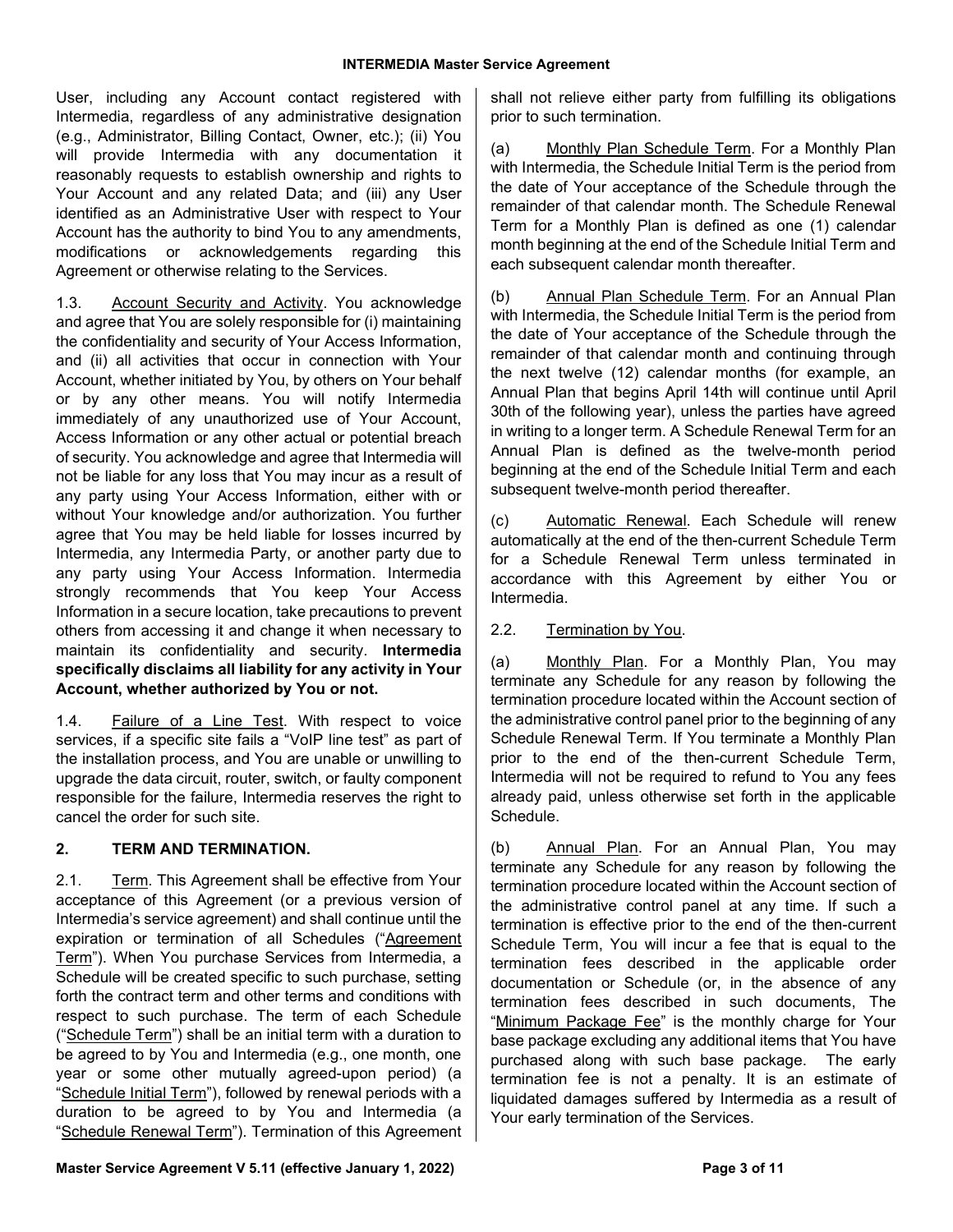User, including any Account contact registered with Intermedia, regardless of any administrative designation (e.g., Administrator, Billing Contact, Owner, etc.); (ii) You will provide Intermedia with any documentation it reasonably requests to establish ownership and rights to Your Account and any related Data; and (iii) any User identified as an Administrative User with respect to Your Account has the authority to bind You to any amendments, modifications or acknowledgements regarding this Agreement or otherwise relating to the Services.

1.3. Account Security and Activity. You acknowledge and agree that You are solely responsible for (i) maintaining the confidentiality and security of Your Access Information, and (ii) all activities that occur in connection with Your Account, whether initiated by You, by others on Your behalf or by any other means. You will notify Intermedia immediately of any unauthorized use of Your Account, Access Information or any other actual or potential breach of security. You acknowledge and agree that Intermedia will not be liable for any loss that You may incur as a result of any party using Your Access Information, either with or without Your knowledge and/or authorization. You further agree that You may be held liable for losses incurred by Intermedia, any Intermedia Party, or another party due to any party using Your Access Information. Intermedia strongly recommends that You keep Your Access Information in a secure location, take precautions to prevent others from accessing it and change it when necessary to maintain its confidentiality and security. **Intermedia specifically disclaims all liability for any activity in Your Account, whether authorized by You or not.**

1.4. Failure of a Line Test. With respect to voice services, if a specific site fails a "VoIP line test" as part of the installation process, and You are unable or unwilling to upgrade the data circuit, router, switch, or faulty component responsible for the failure, Intermedia reserves the right to cancel the order for such site.

## 2. TERM AND TERMINATION.

2.1. Term. This Agreement shall be effective from Your acceptance of this Agreement (or a previous version of Intermedia's service agreement) and shall continue until the expiration or termination of all Schedules ("Agreement Term"). When You purchase Services from Intermedia, a Schedule will be created specific to such purchase, setting forth the contract term and other terms and conditions with respect to such purchase. The term of each Schedule ("Schedule Term") shall be an initial term with a duration to be agreed to by You and Intermedia (e.g., one month, one year or some other mutually agreed-upon period) (a "Schedule Initial Term"), followed by renewal periods with a duration to be agreed to by You and Intermedia (a "Schedule Renewal Term"). Termination of this Agreement shall not relieve either party from fulfilling its obligations prior to such termination.

(a) Monthly Plan Schedule Term. For a Monthly Plan with Intermedia, the Schedule Initial Term is the period from the date of Your acceptance of the Schedule through the remainder of that calendar month. The Schedule Renewal Term for a Monthly Plan is defined as one (1) calendar month beginning at the end of the Schedule Initial Term and each subsequent calendar month thereafter.

(b) Annual Plan Schedule Term. For an Annual Plan with Intermedia, the Schedule Initial Term is the period from the date of Your acceptance of the Schedule through the remainder of that calendar month and continuing through the next twelve (12) calendar months (for example, an Annual Plan that begins April 14th will continue until April 30th of the following year), unless the parties have agreed in writing to a longer term. A Schedule Renewal Term for an Annual Plan is defined as the twelve-month period beginning at the end of the Schedule Initial Term and each subsequent twelve-month period thereafter.

(c) Automatic Renewal. Each Schedule will renew automatically at the end of the then-current Schedule Term for a Schedule Renewal Term unless terminated in accordance with this Agreement by either You or Intermedia.

2.2. Termination by You.

(a) Monthly Plan. For a Monthly Plan, You may terminate any Schedule for any reason by following the termination procedure located within the Account section of the administrative control panel prior to the beginning of any Schedule Renewal Term. If You terminate a Monthly Plan prior to the end of the then-current Schedule Term, Intermedia will not be required to refund to You any fees already paid, unless otherwise set forth in the applicable Schedule.

(b) Annual Plan. For an Annual Plan, You may terminate any Schedule for any reason by following the termination procedure located within the Account section of the administrative control panel at any time. If such a termination is effective prior to the end of the then-current Schedule Term, You will incur a fee that is equal to the termination fees described in the applicable order documentation or Schedule (or, in the absence of any termination fees described in such documents, The "Minimum Package Fee" is the monthly charge for Your base package excluding any additional items that You have purchased along with such base package. The early termination fee is not a penalty. It is an estimate of liquidated damages suffered by Intermedia as a result of Your early termination of the Services.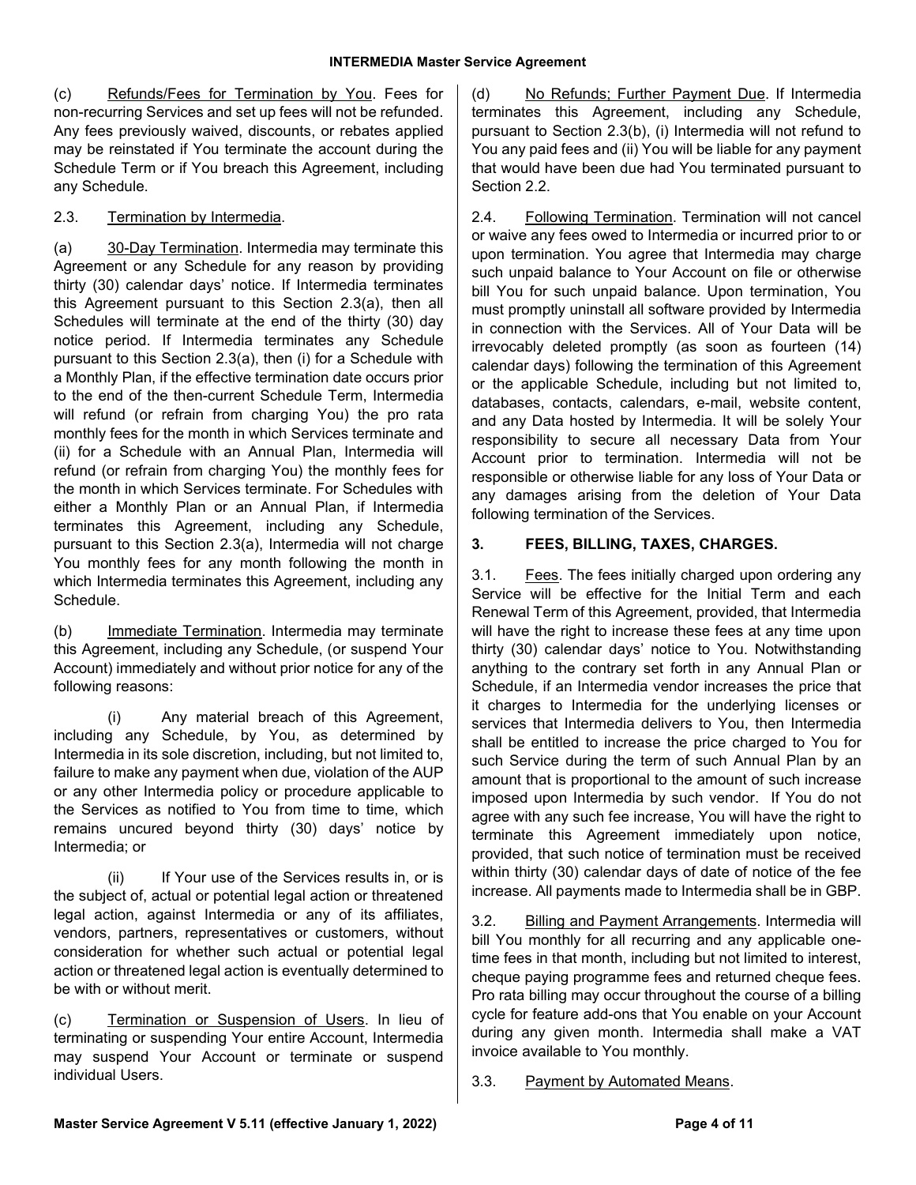(c) Refunds/Fees for Termination by You. Fees for non-recurring Services and set up fees will not be refunded. Any fees previously waived, discounts, or rebates applied may be reinstated if You terminate the account during the Schedule Term or if You breach this Agreement, including any Schedule.

2.3. Termination by Intermedia.

(a) 30-Day Termination. Intermedia may terminate this Agreement or any Schedule for any reason by providing thirty (30) calendar days' notice. If Intermedia terminates this Agreement pursuant to this Section 2.3(a), then all Schedules will terminate at the end of the thirty (30) day notice period. If Intermedia terminates any Schedule pursuant to this Section 2.3(a), then (i) for a Schedule with a Monthly Plan, if the effective termination date occurs prior to the end of the then-current Schedule Term, Intermedia will refund (or refrain from charging You) the pro rata monthly fees for the month in which Services terminate and (ii) for a Schedule with an Annual Plan, Intermedia will refund (or refrain from charging You) the monthly fees for the month in which Services terminate. For Schedules with either a Monthly Plan or an Annual Plan, if Intermedia terminates this Agreement, including any Schedule, pursuant to this Section 2.3(a), Intermedia will not charge You monthly fees for any month following the month in which Intermedia terminates this Agreement, including any Schedule.

(b) Immediate Termination. Intermedia may terminate this Agreement, including any Schedule, (or suspend Your Account) immediately and without prior notice for any of the following reasons:

(i) Any material breach of this Agreement, including any Schedule, by You, as determined by Intermedia in its sole discretion, including, but not limited to, failure to make any payment when due, violation of the AUP or any other Intermedia policy or procedure applicable to the Services as notified to You from time to time, which remains uncured beyond thirty (30) days' notice by Intermedia; or

(ii) If Your use of the Services results in, or is the subject of, actual or potential legal action or threatened legal action, against Intermedia or any of its affiliates, vendors, partners, representatives or customers, without consideration for whether such actual or potential legal action or threatened legal action is eventually determined to be with or without merit.

(c) Termination or Suspension of Users. In lieu of terminating or suspending Your entire Account, Intermedia may suspend Your Account or terminate or suspend individual Users.

(d) No Refunds; Further Payment Due. If Intermedia terminates this Agreement, including any Schedule, pursuant to Section 2.3(b), (i) Intermedia will not refund to You any paid fees and (ii) You will be liable for any payment that would have been due had You terminated pursuant to Section 2.2.

2.4. Following Termination. Termination will not cancel or waive any fees owed to Intermedia or incurred prior to or upon termination. You agree that Intermedia may charge such unpaid balance to Your Account on file or otherwise bill You for such unpaid balance. Upon termination, You must promptly uninstall all software provided by Intermedia in connection with the Services. All of Your Data will be irrevocably deleted promptly (as soon as fourteen (14) calendar days) following the termination of this Agreement or the applicable Schedule, including but not limited to, databases, contacts, calendars, e-mail, website content, and any Data hosted by Intermedia. It will be solely Your responsibility to secure all necessary Data from Your Account prior to termination. Intermedia will not be responsible or otherwise liable for any loss of Your Data or any damages arising from the deletion of Your Data following termination of the Services.

## 3. FEES, BILLING, TAXES, CHARGES.

3.1. Fees. The fees initially charged upon ordering any Service will be effective for the Initial Term and each Renewal Term of this Agreement, provided, that Intermedia will have the right to increase these fees at any time upon thirty (30) calendar days' notice to You. Notwithstanding anything to the contrary set forth in any Annual Plan or Schedule, if an Intermedia vendor increases the price that it charges to Intermedia for the underlying licenses or services that Intermedia delivers to You, then Intermedia shall be entitled to increase the price charged to You for such Service during the term of such Annual Plan by an amount that is proportional to the amount of such increase imposed upon Intermedia by such vendor. If You do not agree with any such fee increase, You will have the right to terminate this Agreement immediately upon notice, provided, that such notice of termination must be received within thirty (30) calendar days of date of notice of the fee increase. All payments made to Intermedia shall be in GBP.

3.2. Billing and Payment Arrangements. Intermedia will bill You monthly for all recurring and any applicable one-time fees in that month, including but not limited to interest, cheque paying programme fees and returned cheque fees. Pro rata billing may occur throughout the course of a billing cycle for feature add-ons that You enable on your Account during any given month. Intermedia shall make a VAT invoice available to You monthly.

3.3. Payment by Automated Means.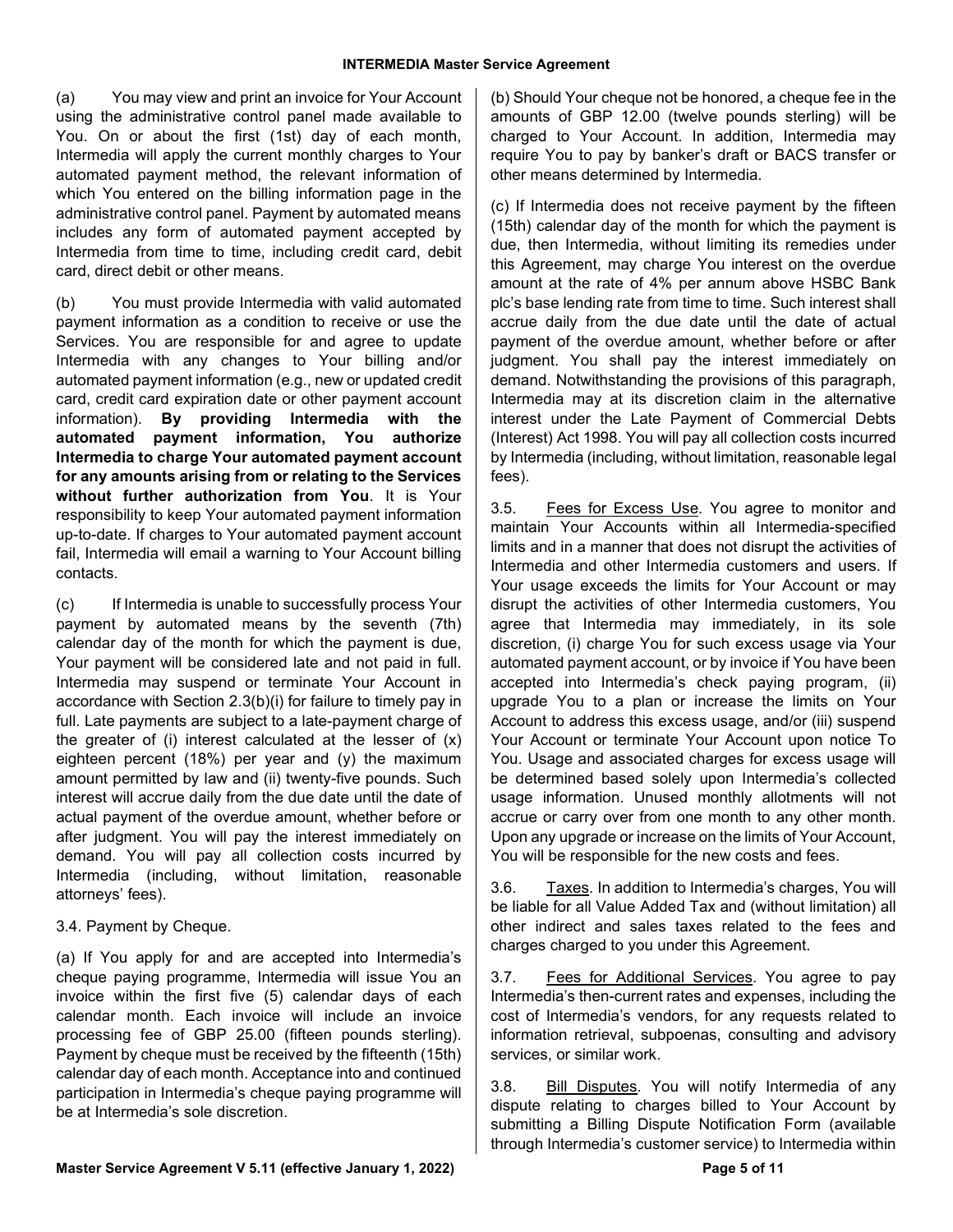(a) You may view and print an invoice for Your Account using the administrative control panel made available to You. On or about the first (1st) day of each month, Intermedia will apply the current monthly charges to Your automated payment method, the relevant information of which You entered on the billing information page in the administrative control panel. Payment by automated means includes any form of automated payment accepted by Intermedia from time to time, including credit card, debit card, direct debit or other means.

(b) You must provide Intermedia with valid automated payment information as a condition to receive or use the Services. You are responsible for and agree to update Intermedia with any changes to Your billing and/or automated payment information (e.g., new or updated credit card, credit card expiration date or other payment account information). **By providing Intermedia with the automated payment information, You authorize Intermedia to charge Your automated payment account for any amounts arising from or relating to the Services without further authorization from You**. It is Your responsibility to keep Your automated payment information up-to-date. If charges to Your automated payment account fail, Intermedia will email a warning to Your Account billing contacts.

(c) If Intermedia is unable to successfully process Your payment by automated means by the seventh (7th) calendar day of the month for which the payment is due, Your payment will be considered late and not paid in full. Intermedia may suspend or terminate Your Account in accordance with Section 2.3(b)(i) for failure to timely pay in full. Late payments are subject to a late-payment charge of the greater of (i) interest calculated at the lesser of (x) eighteen percent (18%) per year and (y) the maximum amount permitted by law and (ii) twenty-five pounds. Such interest will accrue daily from the due date until the date of actual payment of the overdue amount, whether before or after judgment. You will pay the interest immediately on demand. You will pay all collection costs incurred by Intermedia (including, without limitation, reasonable attorneys' fees).

3.4. Payment by Cheque.

(a) If You apply for and are accepted into Intermedia's cheque paying programme, Intermedia will issue You an invoice within the first five (5) calendar days of each calendar month. Each invoice will include an invoice processing fee of GBP 25.00 (fifteen pounds sterling). Payment by cheque must be received by the fifteenth (15th) calendar day of each month. Acceptance into and continued participation in Intermedia's cheque paying programme will be at Intermedia's sole discretion.

(b) Should Your cheque not be honored, a cheque fee in the amounts of GBP 12.00 (twelve pounds sterling) will be charged to Your Account. In addition, Intermedia may require You to pay by banker's draft or BACS transfer or other means determined by Intermedia.

(c) If Intermedia does not receive payment by the fifteen (15th) calendar day of the month for which the payment is due, then Intermedia, without limiting its remedies under this Agreement, may charge You interest on the overdue amount at the rate of 4% per annum above HSBC Bank plc's base lending rate from time to time. Such interest shall accrue daily from the due date until the date of actual payment of the overdue amount, whether before or after judgment. You shall pay the interest immediately on demand. Notwithstanding the provisions of this paragraph, Intermedia may at its discretion claim in the alternative interest under the Late Payment of Commercial Debts (Interest) Act 1998. You will pay all collection costs incurred by Intermedia (including, without limitation, reasonable legal fees).

3.5. Fees for Excess Use. You agree to monitor and maintain Your Accounts within all Intermedia-specified limits and in a manner that does not disrupt the activities of Intermedia and other Intermedia customers and users. If Your usage exceeds the limits for Your Account or may disrupt the activities of other Intermedia customers, You agree that Intermedia may immediately, in its sole discretion, (i) charge You for such excess usage via Your automated payment account, or by invoice if You have been accepted into Intermedia's check paying program, (ii) upgrade You to a plan or increase the limits on Your Account to address this excess usage, and/or (iii) suspend Your Account or terminate Your Account upon notice To You. Usage and associated charges for excess usage will be determined based solely upon Intermedia's collected usage information. Unused monthly allotments will not accrue or carry over from one month to any other month. Upon any upgrade or increase on the limits of Your Account, You will be responsible for the new costs and fees.

3.6. Taxes. In addition to Intermedia's charges, You will be liable for all Value Added Tax and (without limitation) all other indirect and sales taxes related to the fees and charges charged to you under this Agreement.

3.7. Fees for Additional Services. You agree to pay Intermedia's then-current rates and expenses, including the cost of Intermedia's vendors, for any requests related to information retrieval, subpoenas, consulting and advisory services, or similar work.

3.8. Bill Disputes. You will notify Intermedia of any dispute relating to charges billed to Your Account by submitting a Billing Dispute Notification Form (available through Intermedia's customer service) to Intermedia within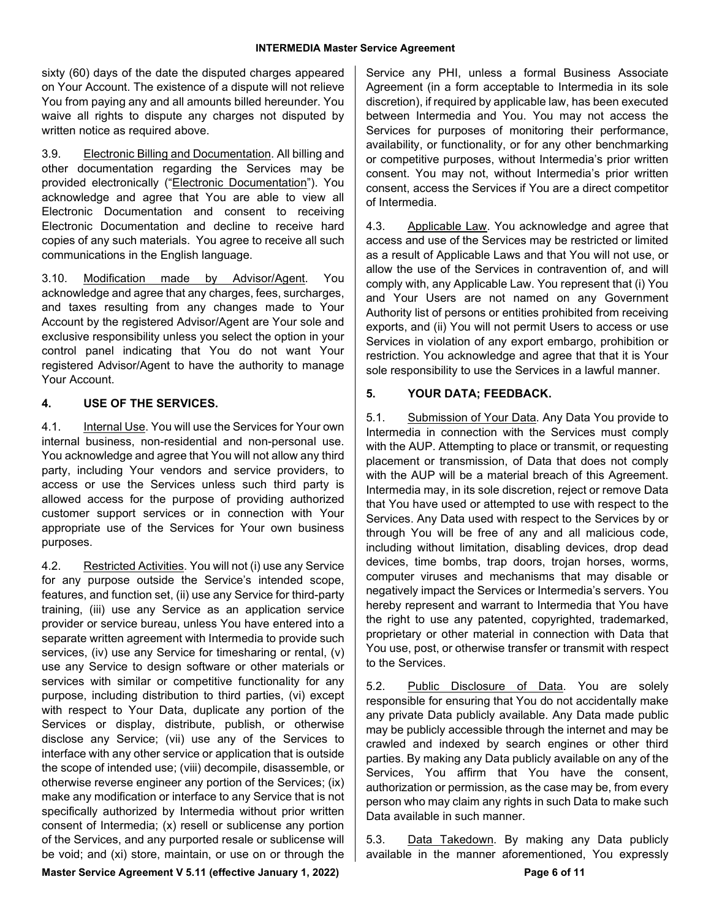sixty (60) days of the date the disputed charges appeared on Your Account. The existence of a dispute will not relieve You from paying any and all amounts billed hereunder. You waive all rights to dispute any charges not disputed by written notice as required above.

3.9. Electronic Billing and Documentation. All billing and other documentation regarding the Services may be provided electronically ("Electronic Documentation"). You acknowledge and agree that You are able to view all Electronic Documentation and consent to receiving Electronic Documentation and decline to receive hard copies of any such materials. You agree to receive all such communications in the English language.

3.10. Modification made by Advisor/Agent. You acknowledge and agree that any charges, fees, surcharges, and taxes resulting from any changes made to Your Account by the registered Advisor/Agent are Your sole and exclusive responsibility unless you select the option in your control panel indicating that You do not want Your registered Advisor/Agent to have the authority to manage Your Account.

## 4. USE OF THE SERVICES.

4.1. Internal Use. You will use the Services for Your own internal business, non-residential and non-personal use. You acknowledge and agree that You will not allow any third party, including Your vendors and service providers, to access or use the Services unless such third party is allowed access for the purpose of providing authorized customer support services or in connection with Your appropriate use of the Services for Your own business purposes.

4.2. Restricted Activities. You will not (i) use any Service for any purpose outside the Service's intended scope, features, and function set, (ii) use any Service for third-party training, (iii) use any Service as an application service provider or service bureau, unless You have entered into a separate written agreement with Intermedia to provide such services, (iv) use any Service for timesharing or rental, (v) use any Service to design software or other materials or services with similar or competitive functionality for any purpose, including distribution to third parties, (vi) except with respect to Your Data, duplicate any portion of the Services or display, distribute, publish, or otherwise disclose any Service; (vii) use any of the Services to interface with any other service or application that is outside the scope of intended use; (viii) decompile, disassemble, or otherwise reverse engineer any portion of the Services; (ix) make any modification or interface to any Service that is not specifically authorized by Intermedia without prior written consent of Intermedia; (x) resell or sublicense any portion of the Services, and any purported resale or sublicense will be void; and (xi) store, maintain, or use on or through the Service any PHI, unless a formal Business Associate Agreement (in a form acceptable to Intermedia in its sole discretion), if required by applicable law, has been executed between Intermedia and You. You may not access the Services for purposes of monitoring their performance, availability, or functionality, or for any other benchmarking or competitive purposes, without Intermedia's prior written consent. You may not, without Intermedia's prior written consent, access the Services if You are a direct competitor of Intermedia.

4.3. Applicable Law. You acknowledge and agree that access and use of the Services may be restricted or limited as a result of Applicable Laws and that You will not use, or allow the use of the Services in contravention of, and will comply with, any Applicable Law. You represent that (i) You and Your Users are not named on any Government Authority list of persons or entities prohibited from receiving exports, and (ii) You will not permit Users to access or use Services in violation of any export embargo, prohibition or restriction. You acknowledge and agree that that it is Your sole responsibility to use the Services in a lawful manner.

## 5. YOUR DATA; FEEDBACK.

5.1. Submission of Your Data. Any Data You provide to Intermedia in connection with the Services must comply with the AUP. Attempting to place or transmit, or requesting placement or transmission, of Data that does not comply with the AUP will be a material breach of this Agreement. Intermedia may, in its sole discretion, reject or remove Data that You have used or attempted to use with respect to the Services. Any Data used with respect to the Services by or through You will be free of any and all malicious code, including without limitation, disabling devices, drop dead devices, time bombs, trap doors, trojan horses, worms, computer viruses and mechanisms that may disable or negatively impact the Services or Intermedia's servers. You hereby represent and warrant to Intermedia that You have the right to use any patented, copyrighted, trademarked, proprietary or other material in connection with Data that You use, post, or otherwise transfer or transmit with respect to the Services.

5.2. Public Disclosure of Data. You are solely responsible for ensuring that You do not accidentally make any private Data publicly available. Any Data made public may be publicly accessible through the internet and may be crawled and indexed by search engines or other third parties. By making any Data publicly available on any of the Services, You affirm that You have the consent, authorization or permission, as the case may be, from every person who may claim any rights in such Data to make such Data available in such manner.

5.3. Data Takedown. By making any Data publicly available in the manner aforementioned, You expressly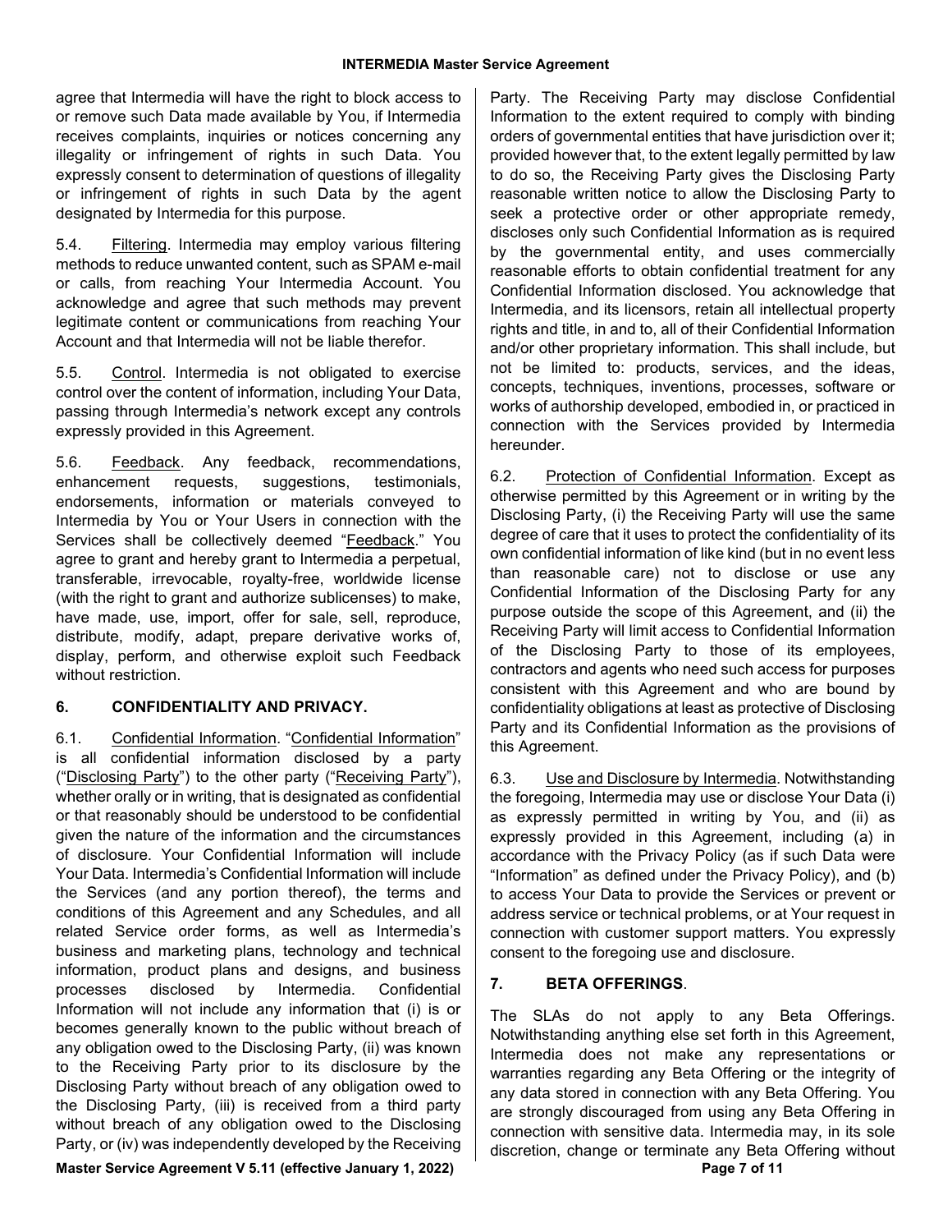agree that Intermedia will have the right to block access to or remove such Data made available by You, if Intermedia receives complaints, inquiries or notices concerning any illegality or infringement of rights in such Data. You expressly consent to determination of questions of illegality or infringement of rights in such Data by the agent designated by Intermedia for this purpose.

5.4. Filtering. Intermedia may employ various filtering methods to reduce unwanted content, such as SPAM e-mail or calls, from reaching Your Intermedia Account. You acknowledge and agree that such methods may prevent legitimate content or communications from reaching Your Account and that Intermedia will not be liable therefor.

5.5. Control. Intermedia is not obligated to exercise control over the content of information, including Your Data, passing through Intermedia's network except any controls expressly provided in this Agreement.

5.6. Feedback. Any feedback, recommendations, enhancement requests, suggestions, testimonials, endorsements, information or materials conveyed to Intermedia by You or Your Users in connection with the Services shall be collectively deemed "Feedback." You agree to grant and hereby grant to Intermedia a perpetual, transferable, irrevocable, royalty-free, worldwide license (with the right to grant and authorize sublicenses) to make, have made, use, import, offer for sale, sell, reproduce, distribute, modify, adapt, prepare derivative works of, display, perform, and otherwise exploit such Feedback without restriction.

## 6. CONFIDENTIALITY AND PRIVACY.

6.1. Confidential Information. "Confidential Information" is all confidential information disclosed by a party ("Disclosing Party") to the other party ("Receiving Party"), whether orally or in writing, that is designated as confidential or that reasonably should be understood to be confidential given the nature of the information and the circumstances of disclosure. Your Confidential Information will include Your Data. Intermedia's Confidential Information will include the Services (and any portion thereof), the terms and conditions of this Agreement and any Schedules, and all related Service order forms, as well as Intermedia's business and marketing plans, technology and technical information, product plans and designs, and business processes disclosed by Intermedia. Confidential Information will not include any information that (i) is or becomes generally known to the public without breach of any obligation owed to the Disclosing Party, (ii) was known to the Receiving Party prior to its disclosure by the Disclosing Party without breach of any obligation owed to the Disclosing Party, (iii) is received from a third party without breach of any obligation owed to the Disclosing Party, or (iv) was independently developed by the Receiving Party. The Receiving Party may disclose Confidential Information to the extent required to comply with binding orders of governmental entities that have jurisdiction over it; provided however that, to the extent legally permitted by law to do so, the Receiving Party gives the Disclosing Party reasonable written notice to allow the Disclosing Party to seek a protective order or other appropriate remedy, discloses only such Confidential Information as is required by the governmental entity, and uses commercially reasonable efforts to obtain confidential treatment for any Confidential Information disclosed. You acknowledge that Intermedia, and its licensors, retain all intellectual property rights and title, in and to, all of their Confidential Information and/or other proprietary information. This shall include, but not be limited to: products, services, and the ideas, concepts, techniques, inventions, processes, software or works of authorship developed, embodied in, or practiced in connection with the Services provided by Intermedia hereunder.

6.2. Protection of Confidential Information. Except as otherwise permitted by this Agreement or in writing by the Disclosing Party, (i) the Receiving Party will use the same degree of care that it uses to protect the confidentiality of its own confidential information of like kind (but in no event less than reasonable care) not to disclose or use any Confidential Information of the Disclosing Party for any purpose outside the scope of this Agreement, and (ii) the Receiving Party will limit access to Confidential Information of the Disclosing Party to those of its employees, contractors and agents who need such access for purposes consistent with this Agreement and who are bound by confidentiality obligations at least as protective of Disclosing Party and its Confidential Information as the provisions of this Agreement.

6.3. Use and Disclosure by Intermedia. Notwithstanding the foregoing, Intermedia may use or disclose Your Data (i) as expressly permitted in writing by You, and (ii) as expressly provided in this Agreement, including (a) in accordance with the Privacy Policy (as if such Data were "Information" as defined under the Privacy Policy), and (b) to access Your Data to provide the Services or prevent or address service or technical problems, or at Your request in connection with customer support matters. You expressly consent to the foregoing use and disclosure.

## 7. BETA OFFERINGS.

The SLAs do not apply to any Beta Offerings. Notwithstanding anything else set forth in this Agreement, Intermedia does not make any representations or warranties regarding any Beta Offering or the integrity of any data stored in connection with any Beta Offering. You are strongly discouraged from using any Beta Offering in connection with sensitive data. Intermedia may, in its sole discretion, change or terminate any Beta Offering without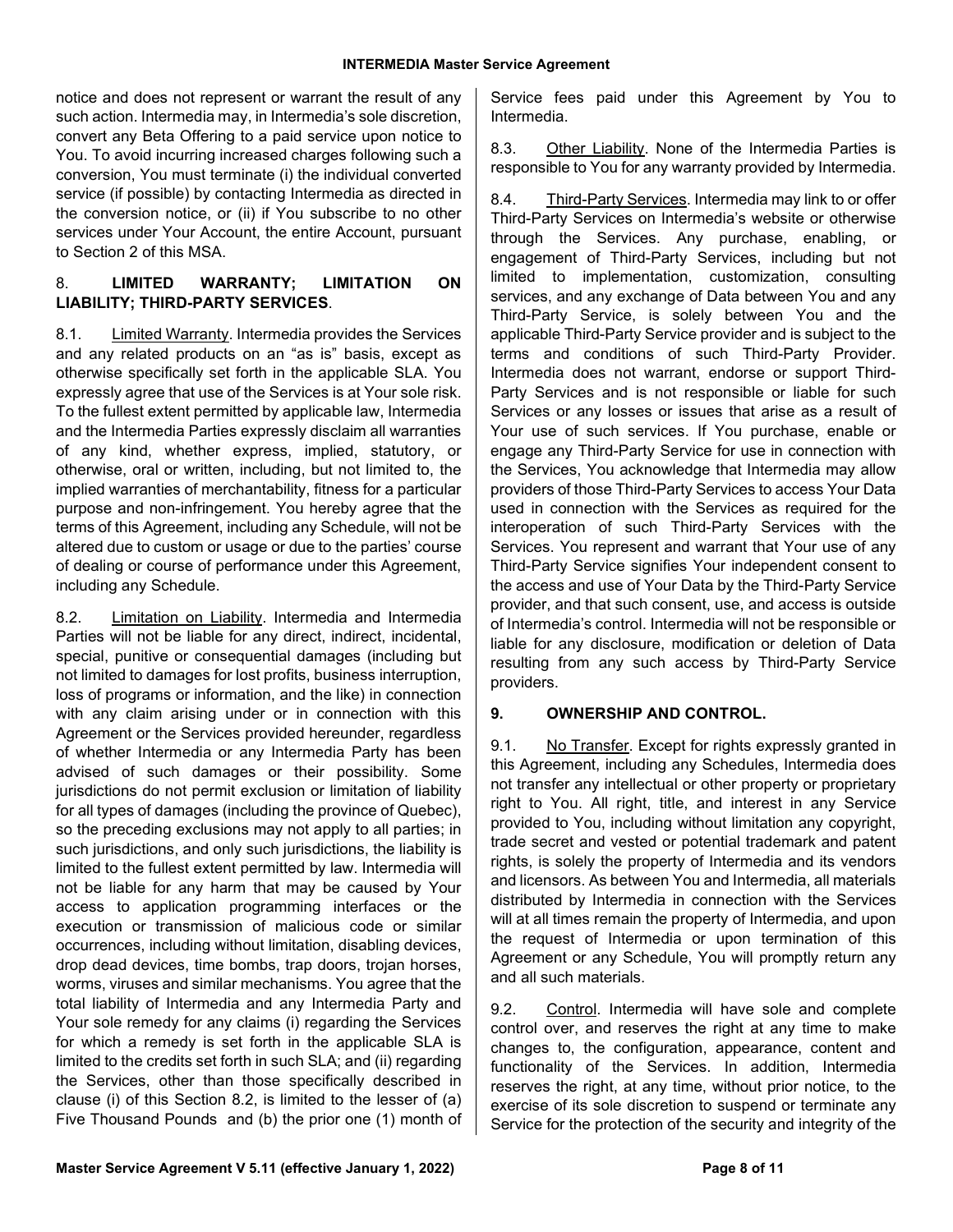notice and does not represent or warrant the result of any such action. Intermedia may, in Intermedia's sole discretion, convert any Beta Offering to a paid service upon notice to You. To avoid incurring increased charges following such a conversion, You must terminate (i) the individual converted service (if possible) by contacting Intermedia as directed in the conversion notice, or (ii) if You subscribe to no other services under Your Account, the entire Account, pursuant to Section 2 of this MSA.

## 8. LIMITED WARRANTY; LIMITATION ON LIABILITY; THIRD-PARTY SERVICES.

8.1. Limited Warranty. Intermedia provides the Services and any related products on an "as is" basis, except as otherwise specifically set forth in the applicable SLA. You expressly agree that use of the Services is at Your sole risk. To the fullest extent permitted by applicable law, Intermedia and the Intermedia Parties expressly disclaim all warranties of any kind, whether express, implied, statutory, or otherwise, oral or written, including, but not limited to, the implied warranties of merchantability, fitness for a particular purpose and non-infringement. You hereby agree that the terms of this Agreement, including any Schedule, will not be altered due to custom or usage or due to the parties' course of dealing or course of performance under this Agreement, including any Schedule.

8.2. Limitation on Liability. Intermedia and Intermedia Parties will not be liable for any direct, indirect, incidental, special, punitive or consequential damages (including but not limited to damages for lost profits, business interruption, loss of programs or information, and the like) in connection with any claim arising under or in connection with this Agreement or the Services provided hereunder, regardless of whether Intermedia or any Intermedia Party has been advised of such damages or their possibility. Some jurisdictions do not permit exclusion or limitation of liability for all types of damages (including the province of Quebec), so the preceding exclusions may not apply to all parties; in such jurisdictions, and only such jurisdictions, the liability is limited to the fullest extent permitted by law. Intermedia will not be liable for any harm that may be caused by Your access to application programming interfaces or the execution or transmission of malicious code or similar occurrences, including without limitation, disabling devices, drop dead devices, time bombs, trap doors, trojan horses, worms, viruses and similar mechanisms. You agree that the total liability of Intermedia and any Intermedia Party and Your sole remedy for any claims (i) regarding the Services for which a remedy is set forth in the applicable SLA is limited to the credits set forth in such SLA; and (ii) regarding the Services, other than those specifically described in clause (i) of this Section 8.2, is limited to the lesser of (a) Five Thousand Pounds and (b) the prior one (1) month of Service fees paid under this Agreement by You to Intermedia.

8.3. Other Liability. None of the Intermedia Parties is responsible to You for any warranty provided by Intermedia.

8.4. Third-Party Services. Intermedia may link to or offer Third-Party Services on Intermedia's website or otherwise through the Services. Any purchase, enabling, or engagement of Third-Party Services, including but not limited to implementation, customization, consulting services, and any exchange of Data between You and any Third-Party Service, is solely between You and the applicable Third-Party Service provider and is subject to the terms and conditions of such Third-Party Provider. Intermedia does not warrant, endorse or support Third-Party Services and is not responsible or liable for such Services or any losses or issues that arise as a result of Your use of such services. If You purchase, enable or engage any Third-Party Service for use in connection with the Services, You acknowledge that Intermedia may allow providers of those Third-Party Services to access Your Data used in connection with the Services as required for the interoperation of such Third-Party Services with the Services. You represent and warrant that Your use of any Third-Party Service signifies Your independent consent to the access and use of Your Data by the Third-Party Service provider, and that such consent, use, and access is outside of Intermedia's control. Intermedia will not be responsible or liable for any disclosure, modification or deletion of Data resulting from any such access by Third-Party Service providers.

## 9. OWNERSHIP AND CONTROL.

9.1. No Transfer. Except for rights expressly granted in this Agreement, including any Schedules, Intermedia does not transfer any intellectual or other property or proprietary right to You. All right, title, and interest in any Service provided to You, including without limitation any copyright, trade secret and vested or potential trademark and patent rights, is solely the property of Intermedia and its vendors and licensors. As between You and Intermedia, all materials distributed by Intermedia in connection with the Services will at all times remain the property of Intermedia, and upon the request of Intermedia or upon termination of this Agreement or any Schedule, You will promptly return any and all such materials.

9.2. Control. Intermedia will have sole and complete control over, and reserves the right at any time to make changes to, the configuration, appearance, content and functionality of the Services. In addition, Intermedia reserves the right, at any time, without prior notice, to the exercise of its sole discretion to suspend or terminate any Service for the protection of the security and integrity of the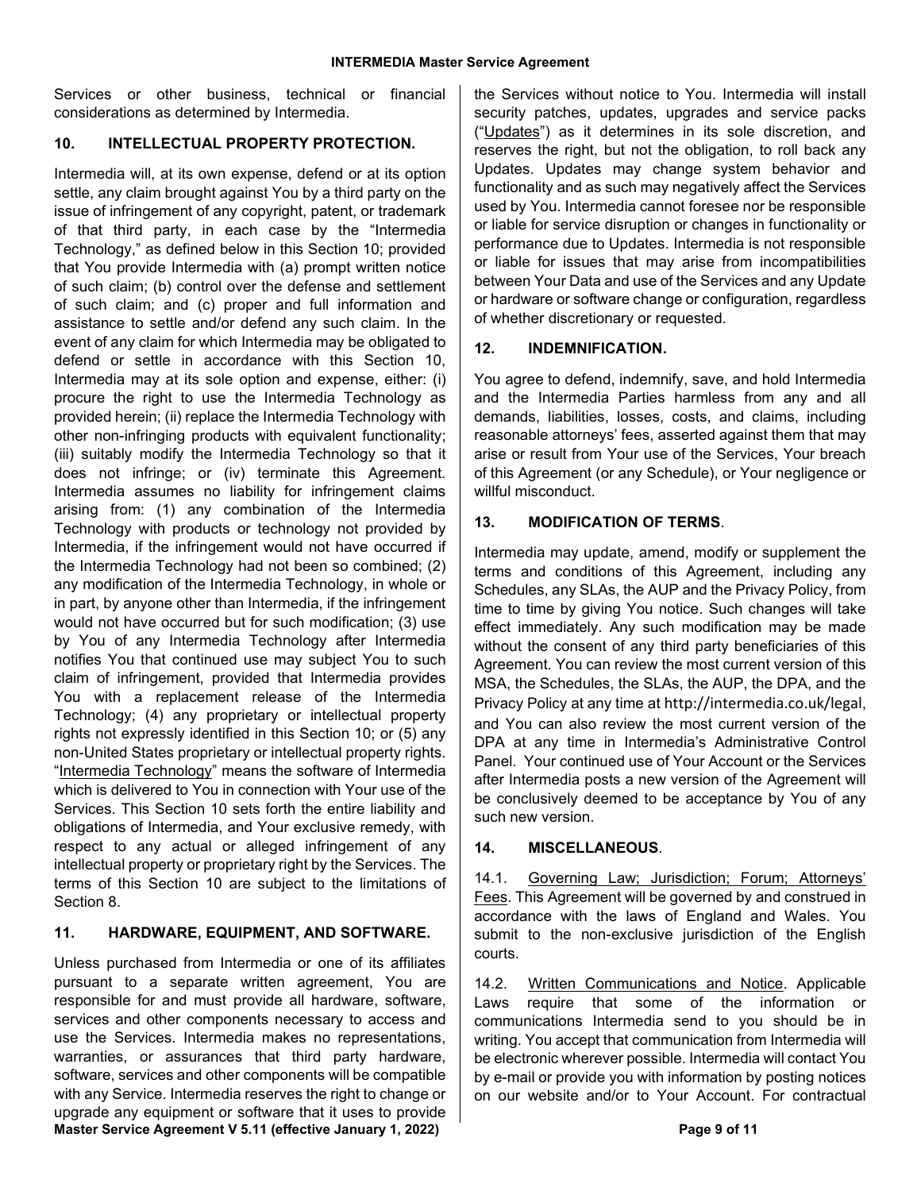Services or other business, technical or financial considerations as determined by Intermedia.

## 10. INTELLECTUAL PROPERTY PROTECTION.

Intermedia will, at its own expense, defend or at its option settle, any claim brought against You by a third party on the issue of infringement of any copyright, patent, or trademark of that third party, in each case by the "Intermedia Technology," as defined below in this Section 10; provided that You provide Intermedia with (a) prompt written notice of such claim; (b) control over the defense and settlement of such claim; and (c) proper and full information and assistance to settle and/or defend any such claim. In the event of any claim for which Intermedia may be obligated to defend or settle in accordance with this Section 10, Intermedia may at its sole option and expense, either: (i) procure the right to use the Intermedia Technology as provided herein; (ii) replace the Intermedia Technology with other non-infringing products with equivalent functionality; (iii) suitably modify the Intermedia Technology so that it does not infringe; or (iv) terminate this Agreement. Intermedia assumes no liability for infringement claims arising from: (1) any combination of the Intermedia Technology with products or technology not provided by Intermedia, if the infringement would not have occurred if the Intermedia Technology had not been so combined; (2) any modification of the Intermedia Technology, in whole or in part, by anyone other than Intermedia, if the infringement would not have occurred but for such modification; (3) use by You of any Intermedia Technology after Intermedia notifies You that continued use may subject You to such claim of infringement, provided that Intermedia provides You with a replacement release of the Intermedia Technology; (4) any proprietary or intellectual property rights not expressly identified in this Section 10; or (5) any non-United States proprietary or intellectual property rights. "Intermedia Technology" means the software of Intermedia which is delivered to You in connection with Your use of the Services. This Section 10 sets forth the entire liability and obligations of Intermedia, and Your exclusive remedy, with respect to any actual or alleged infringement of any intellectual property or proprietary right by the Services. The terms of this Section 10 are subject to the limitations of Section 8.

## 11. HARDWARE, EQUIPMENT, AND SOFTWARE.

Unless purchased from Intermedia or one of its affiliates pursuant to a separate written agreement, You are responsible for and must provide all hardware, software, services and other components necessary to access and use the Services. Intermedia makes no representations, warranties, or assurances that third party hardware, software, services and other components will be compatible with any Service. Intermedia reserves the right to change or upgrade any equipment or software that it uses to provide the Services without notice to You. Intermedia will install security patches, updates, upgrades and service packs ("Updates") as it determines in its sole discretion, and reserves the right, but not the obligation, to roll back any Updates. Updates may change system behavior and functionality and as such may negatively affect the Services used by You. Intermedia cannot foresee nor be responsible or liable for service disruption or changes in functionality or performance due to Updates. Intermedia is not responsible or liable for issues that may arise from incompatibilities between Your Data and use of the Services and any Update or hardware or software change or configuration, regardless of whether discretionary or requested.

## 12. INDEMNIFICATION.

You agree to defend, indemnify, save, and hold Intermedia and the Intermedia Parties harmless from any and all demands, liabilities, losses, costs, and claims, including reasonable attorneys' fees, asserted against them that may arise or result from Your use of the Services, Your breach of this Agreement (or any Schedule), or Your negligence or willful misconduct.

## 13. MODIFICATION OF TERMS.

Intermedia may update, amend, modify or supplement the terms and conditions of this Agreement, including any Schedules, any SLAs, the AUP and the Privacy Policy, from time to time by giving You notice. Such changes will take effect immediately. Any such modification may be made without the consent of any third party beneficiaries of this Agreement. You can review the most current version of this MSA, the Schedules, the SLAs, the AUP, the DPA, and the Privacy Policy at any time at http://intermedia.co.uk/legal, and You can also review the most current version of the DPA at any time in Intermedia's Administrative Control Panel. Your continued use of Your Account or the Services after Intermedia posts a new version of the Agreement will be conclusively deemed to be acceptance by You of any such new version.

## 14. MISCELLANEOUS.

14.1. Governing Law; Jurisdiction; Forum; Attorneys' Fees. This Agreement will be governed by and construed in accordance with the laws of England and Wales. You submit to the non-exclusive jurisdiction of the English courts.

14.2. Written Communications and Notice. Applicable Laws require that some of the information or communications Intermedia send to you should be in writing. You accept that communication from Intermedia will be electronic wherever possible. Intermedia will contact You by e-mail or provide you with information by posting notices on our website and/or to Your Account. For contractual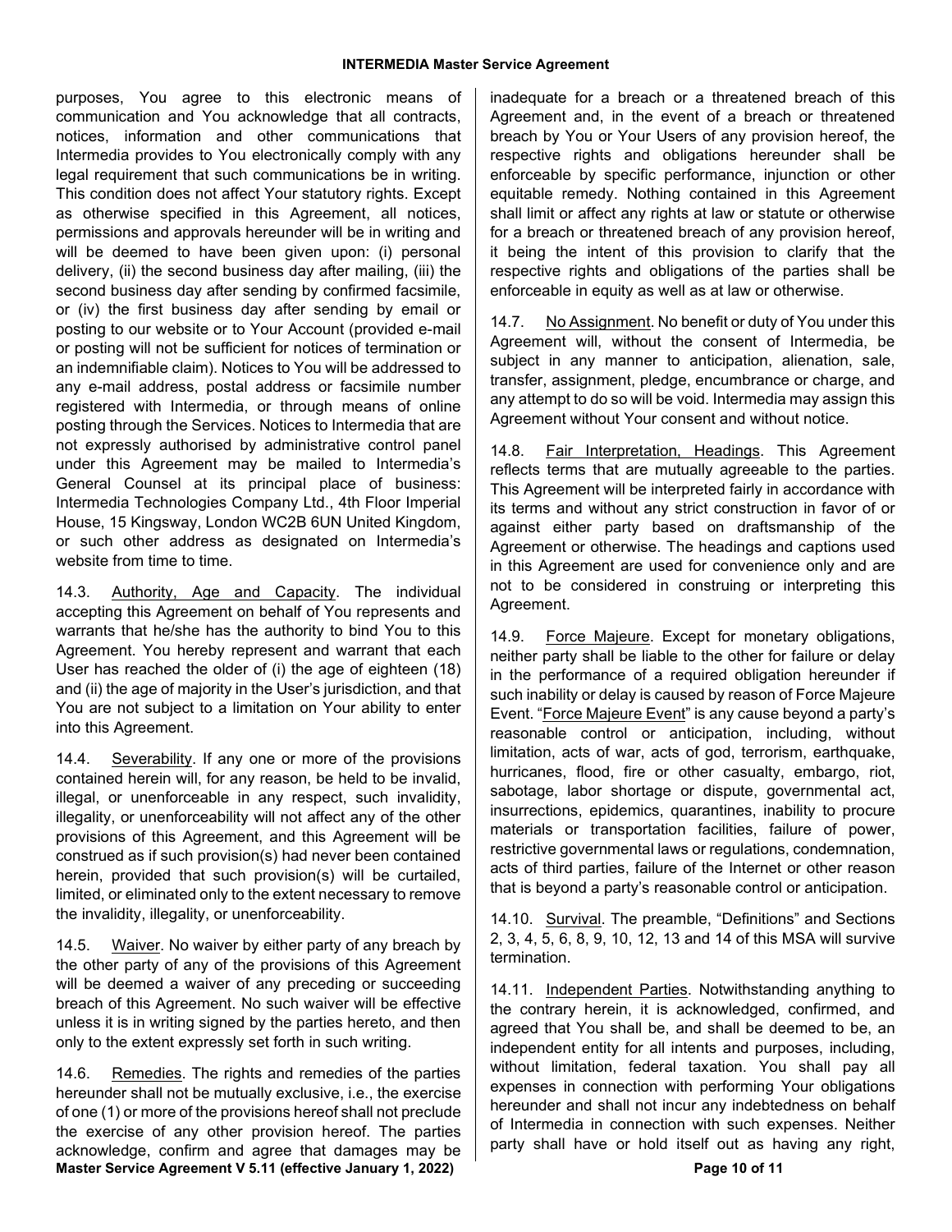purposes, You agree to this electronic means of communication and You acknowledge that all contracts, notices, information and other communications that Intermedia provides to You electronically comply with any legal requirement that such communications be in writing. This condition does not affect Your statutory rights. Except as otherwise specified in this Agreement, all notices, permissions and approvals hereunder will be in writing and will be deemed to have been given upon: (i) personal delivery, (ii) the second business day after mailing, (iii) the second business day after sending by confirmed facsimile, or (iv) the first business day after sending by email or posting to our website or to Your Account (provided e-mail or posting will not be sufficient for notices of termination or an indemnifiable claim). Notices to You will be addressed to any e-mail address, postal address or facsimile number registered with Intermedia, or through means of online posting through the Services. Notices to Intermedia that are not expressly authorised by administrative control panel under this Agreement may be mailed to Intermedia's General Counsel at its principal place of business: Intermedia Technologies Company Ltd., 4th Floor Imperial House, 15 Kingsway, London WC2B 6UN United Kingdom, or such other address as designated on Intermedia's website from time to time.

14.3. Authority, Age and Capacity. The individual accepting this Agreement on behalf of You represents and warrants that he/she has the authority to bind You to this Agreement. You hereby represent and warrant that each User has reached the older of (i) the age of eighteen (18) and (ii) the age of majority in the User's jurisdiction, and that You are not subject to a limitation on Your ability to enter into this Agreement.

14.4. Severability. If any one or more of the provisions contained herein will, for any reason, be held to be invalid, illegal, or unenforceable in any respect, such invalidity, illegality, or unenforceability will not affect any of the other provisions of this Agreement, and this Agreement will be construed as if such provision(s) had never been contained herein, provided that such provision(s) will be curtailed, limited, or eliminated only to the extent necessary to remove the invalidity, illegality, or unenforceability.

14.5. Waiver. No waiver by either party of any breach by the other party of any of the provisions of this Agreement will be deemed a waiver of any preceding or succeeding breach of this Agreement. No such waiver will be effective unless it is in writing signed by the parties hereto, and then only to the extent expressly set forth in such writing.

14.6. Remedies. The rights and remedies of the parties hereunder shall not be mutually exclusive, i.e., the exercise of one (1) or more of the provisions hereof shall not preclude the exercise of any other provision hereof. The parties acknowledge, confirm and agree that damages may be inadequate for a breach or a threatened breach of this Agreement and, in the event of a breach or threatened breach by You or Your Users of any provision hereof, the respective rights and obligations hereunder shall be enforceable by specific performance, injunction or other equitable remedy. Nothing contained in this Agreement shall limit or affect any rights at law or statute or otherwise for a breach or threatened breach of any provision hereof, it being the intent of this provision to clarify that the respective rights and obligations of the parties shall be enforceable in equity as well as at law or otherwise.

14.7. No Assignment. No benefit or duty of You under this Agreement will, without the consent of Intermedia, be subject in any manner to anticipation, alienation, sale, transfer, assignment, pledge, encumbrance or charge, and any attempt to do so will be void. Intermedia may assign this Agreement without Your consent and without notice.

14.8. Fair Interpretation, Headings. This Agreement reflects terms that are mutually agreeable to the parties. This Agreement will be interpreted fairly in accordance with its terms and without any strict construction in favor of or against either party based on draftsmanship of the Agreement or otherwise. The headings and captions used in this Agreement are used for convenience only and are not to be considered in construing or interpreting this Agreement.

14.9. Force Majeure. Except for monetary obligations, neither party shall be liable to the other for failure or delay in the performance of a required obligation hereunder if such inability or delay is caused by reason of Force Majeure Event. "Force Majeure Event" is any cause beyond a party's reasonable control or anticipation, including, without limitation, acts of war, acts of god, terrorism, earthquake, hurricanes, flood, fire or other casualty, embargo, riot, sabotage, labor shortage or dispute, governmental act, insurrections, epidemics, quarantines, inability to procure materials or transportation facilities, failure of power, restrictive governmental laws or regulations, condemnation, acts of third parties, failure of the Internet or other reason that is beyond a party's reasonable control or anticipation.

14.10. Survival. The preamble, "Definitions" and Sections 2, 3, 4, 5, 6, 8, 9, 10, 12, 13 and 14 of this MSA will survive termination.

14.11. Independent Parties. Notwithstanding anything to the contrary herein, it is acknowledged, confirmed, and agreed that You shall be, and shall be deemed to be, an independent entity for all intents and purposes, including, without limitation, federal taxation. You shall pay all expenses in connection with performing Your obligations hereunder and shall not incur any indebtedness on behalf of Intermedia in connection with such expenses. Neither party shall have or hold itself out as having any right,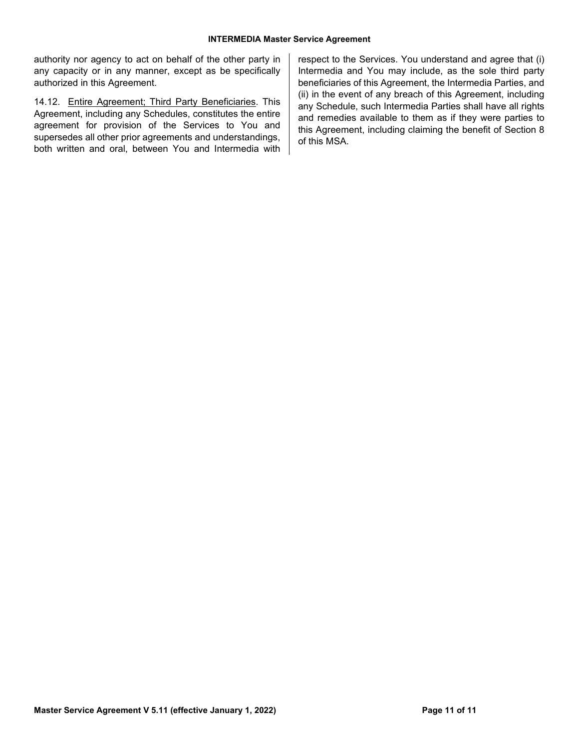authority nor agency to act on behalf of the other party in any capacity or in any manner, except as be specifically authorized in this Agreement.

14.12. Entire Agreement; Third Party Beneficiaries. This Agreement, including any Schedules, constitutes the entire agreement for provision of the Services to You and supersedes all other prior agreements and understandings, both written and oral, between You and Intermedia with respect to the Services. You understand and agree that (i) Intermedia and You may include, as the sole third party beneficiaries of this Agreement, the Intermedia Parties, and (ii) in the event of any breach of this Agreement, including any Schedule, such Intermedia Parties shall have all rights and remedies available to them as if they were parties to this Agreement, including claiming the benefit of Section 8 of this MSA.